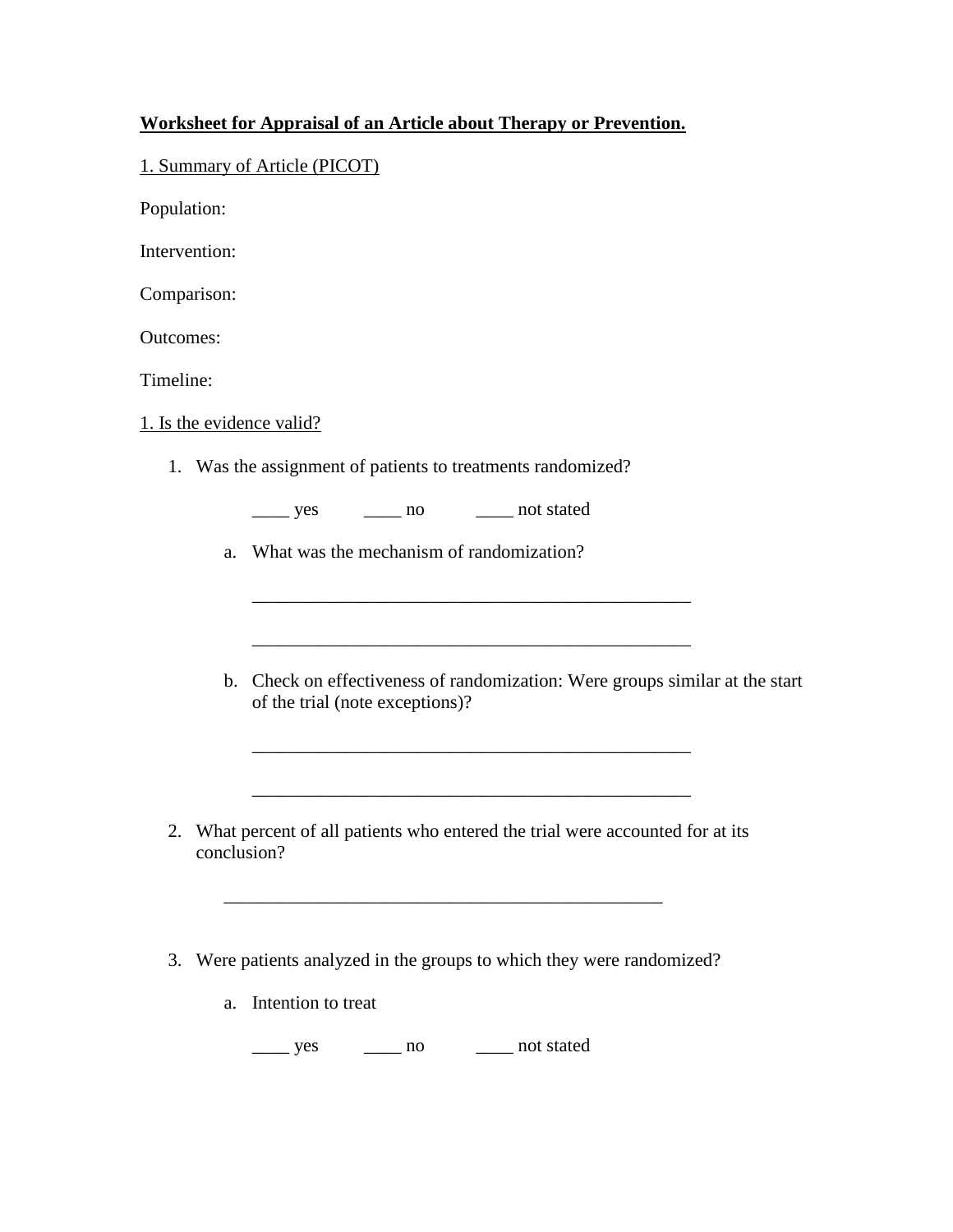**<u>Worksheet for Appraisal of an Article about Therapy or Prevention.</u>**

<u>1. Summary of Article (PICOT)</u>

Population:

Intervention:

Comparison:

Outcomes:

Timeline:

<u>1. Is the evidence valid?</u>

1. Was the assignment of patients to treatments randomized?

   ____ yes ____ no ____ not stated

   a. What was the mechanism of randomization?

      _________________________________________________

      _________________________________________________

   b. Check on effectiveness of randomization: Were groups similar at the start of the trial (note exceptions)?

      _________________________________________________

      _________________________________________________

2. What percent of all patients who entered the trial were accounted for at its conclusion?

   _________________________________________________

3. Were patients analyzed in the groups to which they were randomized?

   a. Intention to treat

      ____ yes ____ no ____ not stated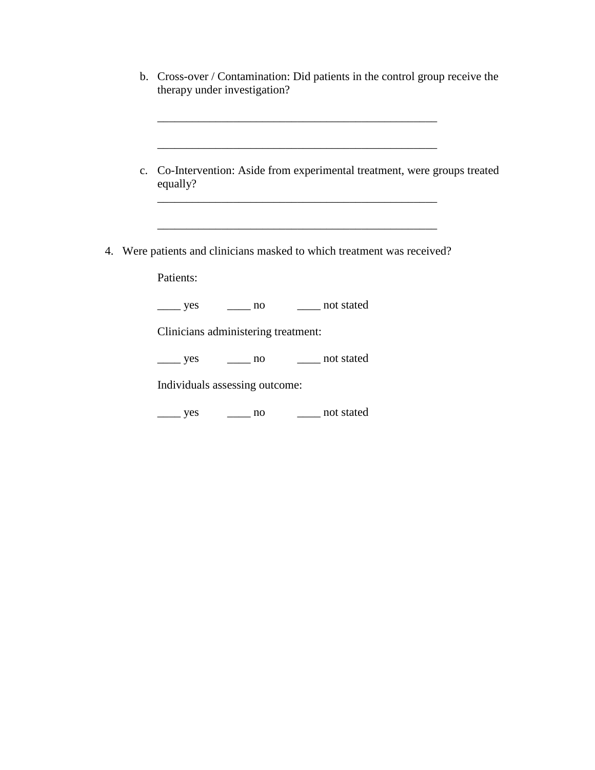b. Cross-over / Contamination: Did patients in the control group receive the therapy under investigation?

    __________________________________________________

    __________________________________________________

c. Co-Intervention: Aside from experimental treatment, were groups treated equally?

    __________________________________________________

    __________________________________________________

4. Were patients and clinicians masked to which treatment was received?

    Patients:

    ____ yes ____ no ____ not stated

    Clinicians administering treatment:

    ____ yes ____ no ____ not stated

    Individuals assessing outcome:

    ____ yes ____ no ____ not stated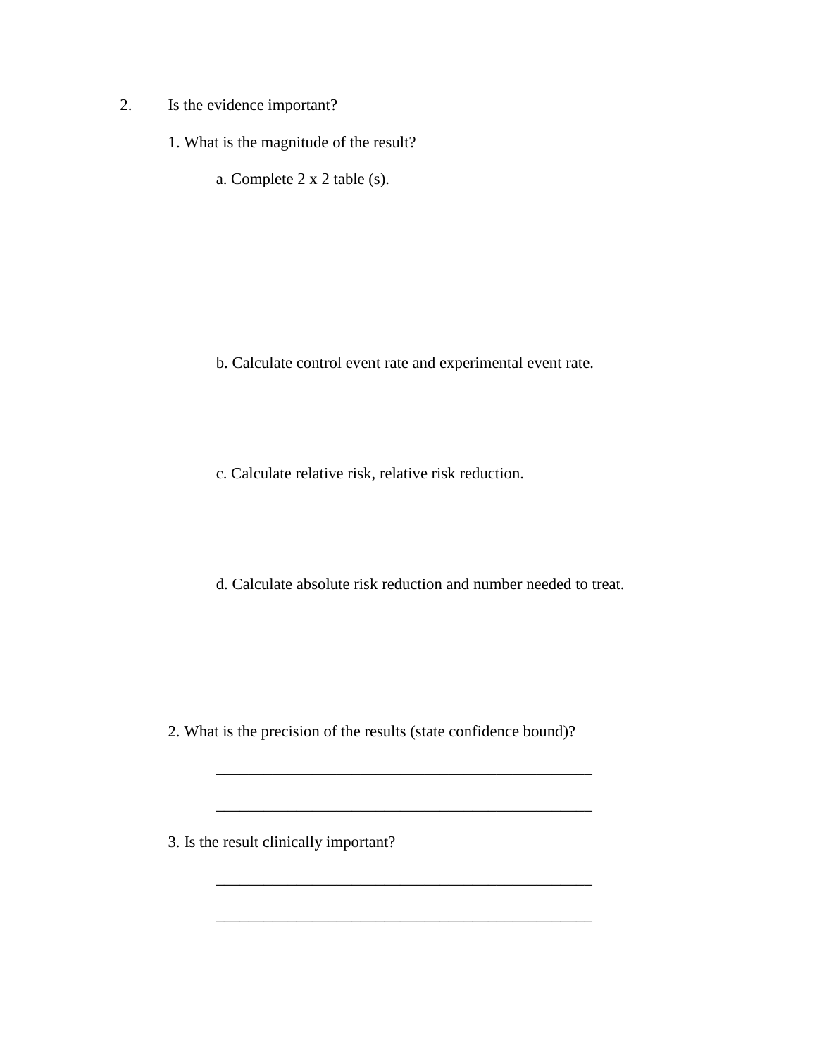2. Is the evidence important?

1. What is the magnitude of the result?

a. Complete 2 x 2 table (s).

b. Calculate control event rate and experimental event rate.

c. Calculate relative risk, relative risk reduction.

d. Calculate absolute risk reduction and number needed to treat.

2. What is the precision of the results (state confidence bound)?

_________________________________________________

_________________________________________________

3. Is the result clinically important?

_________________________________________________

_________________________________________________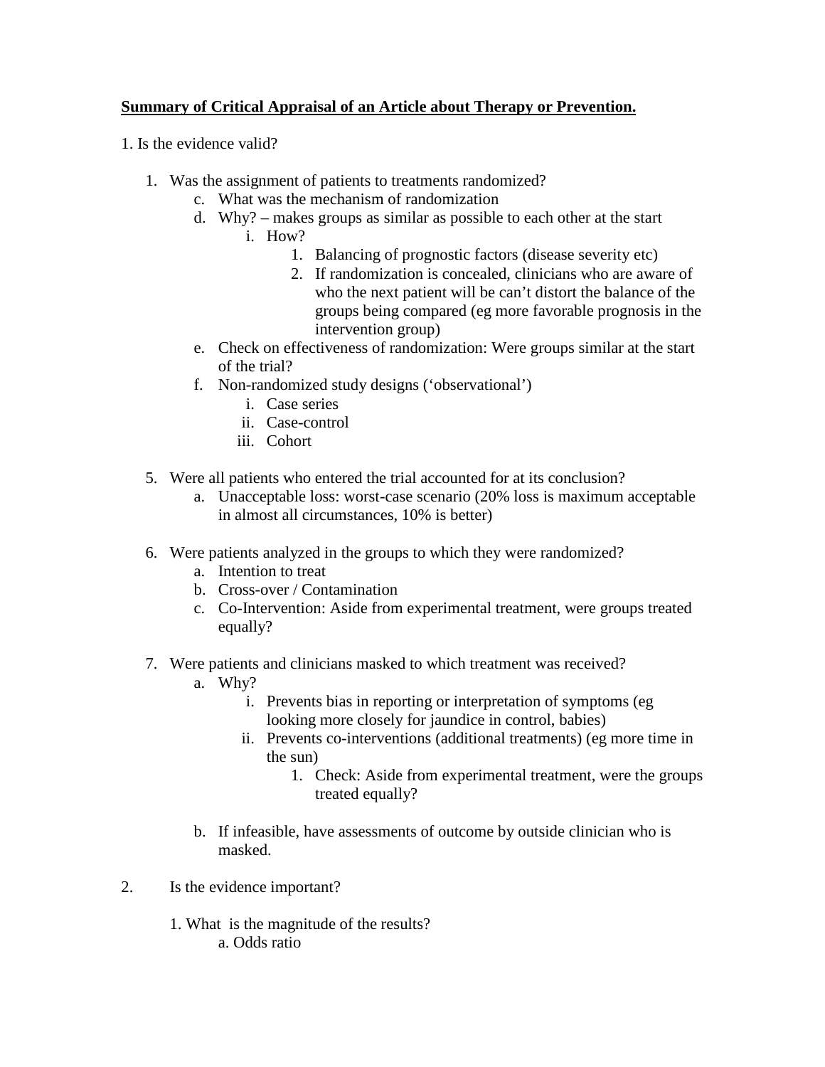**Summary of Critical Appraisal of an Article about Therapy or Prevention.**

1. Is the evidence valid?

   1. Was the assignment of patients to treatments randomized?
      c. What was the mechanism of randomization
      d. Why? – makes groups as similar as possible to each other at the start
         i. How?
            1. Balancing of prognostic factors (disease severity etc)
            2. If randomization is concealed, clinicians who are aware of who the next patient will be can't distort the balance of the groups being compared (eg more favorable prognosis in the intervention group)
      e. Check on effectiveness of randomization: Were groups similar at the start of the trial?
      f. Non-randomized study designs ('observational')
         i. Case series
         ii. Case-control
         iii. Cohort

   5. Were all patients who entered the trial accounted for at its conclusion?
      a. Unacceptable loss: worst-case scenario (20% loss is maximum acceptable in almost all circumstances, 10% is better)

   6. Were patients analyzed in the groups to which they were randomized?
      a. Intention to treat
      b. Cross-over / Contamination
      c. Co-Intervention: Aside from experimental treatment, were groups treated equally?

   7. Were patients and clinicians masked to which treatment was received?
      a. Why?
         i. Prevents bias in reporting or interpretation of symptoms (eg looking more closely for jaundice in control, babies)
         ii. Prevents co-interventions (additional treatments) (eg more time in the sun)
            1. Check: Aside from experimental treatment, were the groups treated equally?

      b. If infeasible, have assessments of outcome by outside clinician who is masked.

2. Is the evidence important?

   1. What is the magnitude of the results?
      a. Odds ratio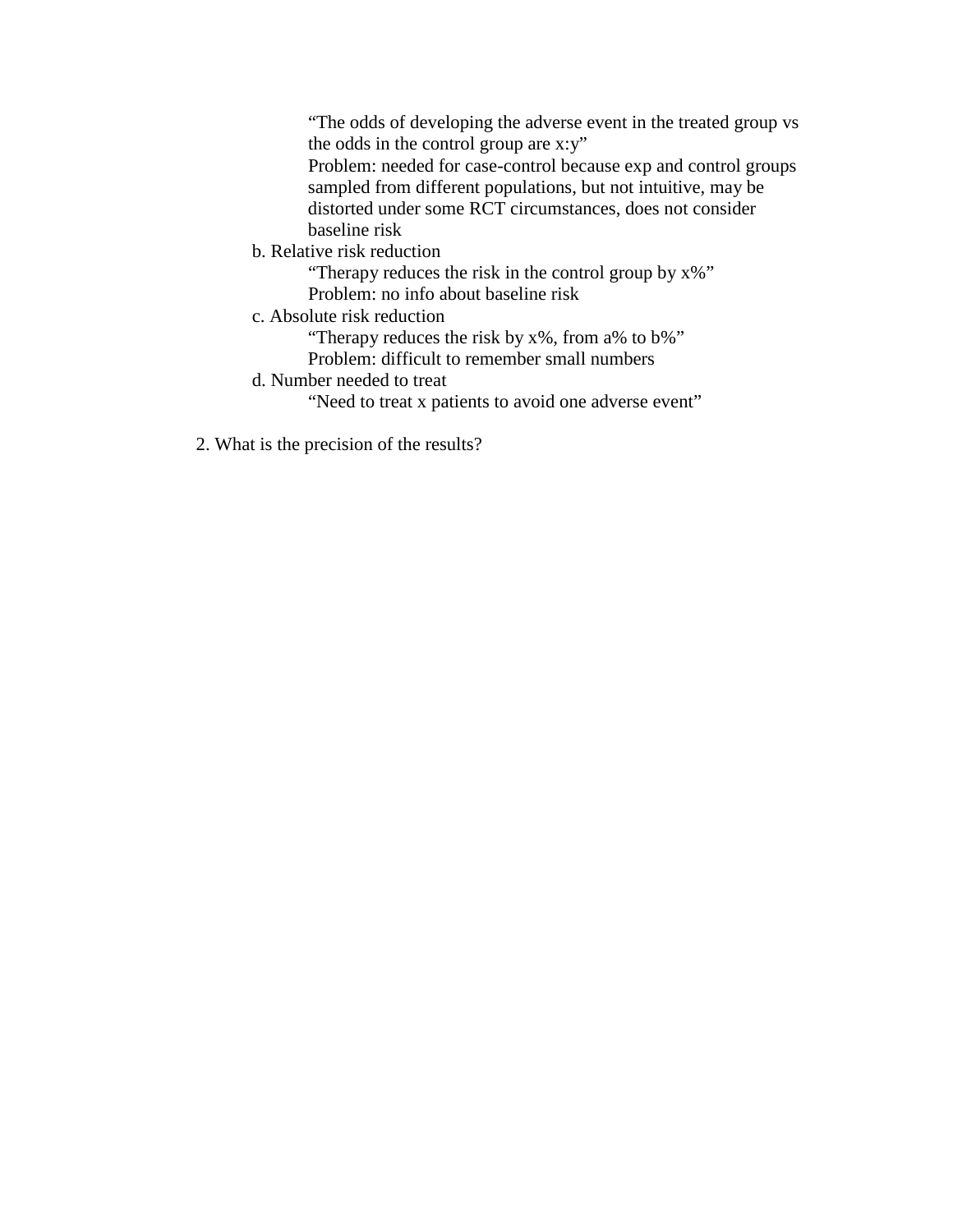“The odds of developing the adverse event in the treated group vs the odds in the control group are x:y”
Problem: needed for case-control because exp and control groups sampled from different populations, but not intuitive, may be distorted under some RCT circumstances, does not consider baseline risk

b. Relative risk reduction
   “Therapy reduces the risk in the control group by x%”
   Problem: no info about baseline risk

c. Absolute risk reduction
   “Therapy reduces the risk by x%, from a% to b%”
   Problem: difficult to remember small numbers

d. Number needed to treat
   “Need to treat x patients to avoid one adverse event”

2. What is the precision of the results?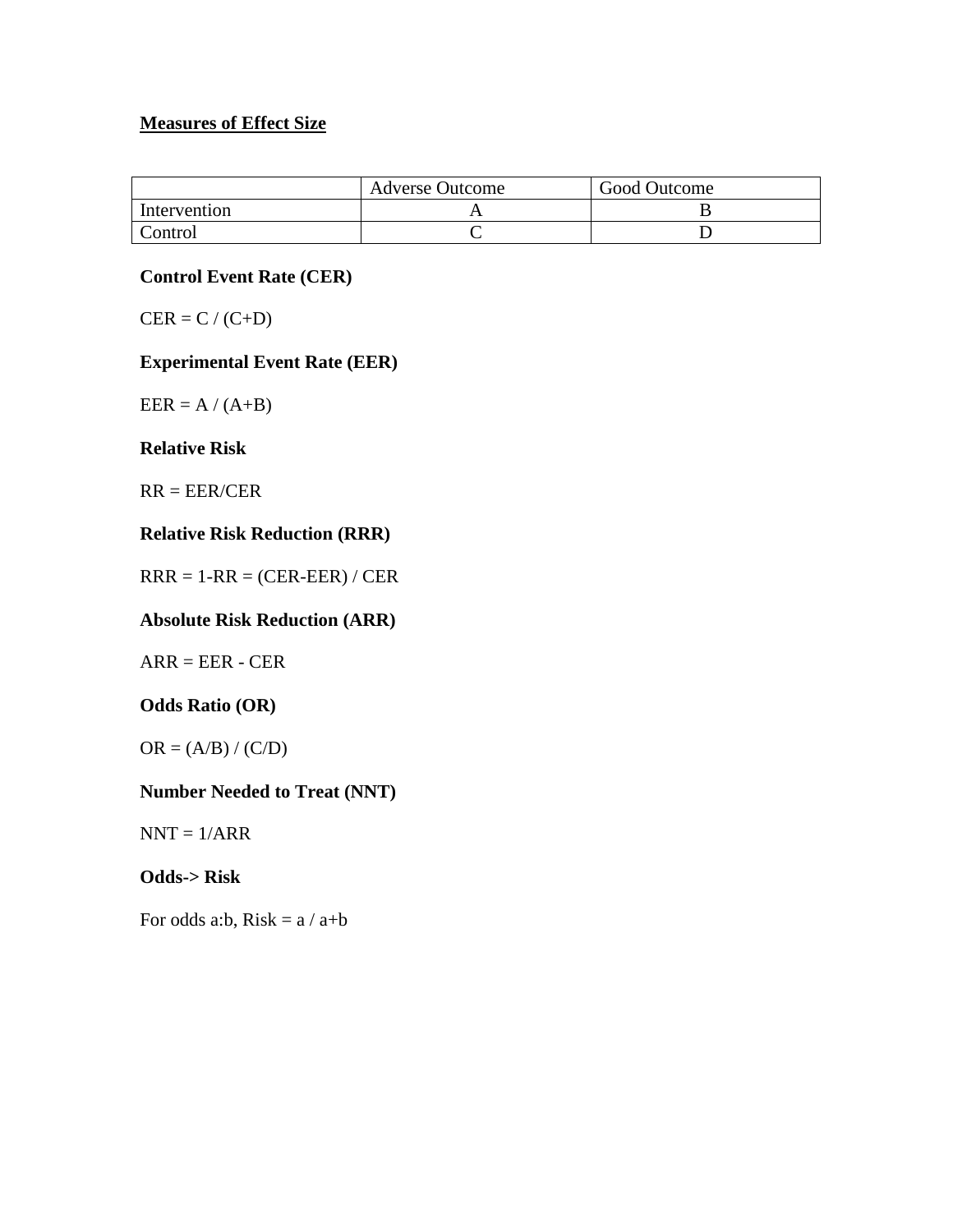## Measures of Effect Size

| | Adverse Outcome | Good Outcome |
|---|---|---|
| Intervention | A | B |
| Control | C | D |

**Control Event Rate (CER)**

CER = C / (C+D)

**Experimental Event Rate (EER)**

EER = A / (A+B)

**Relative Risk**

RR = EER/CER

**Relative Risk Reduction (RRR)**

RRR = 1-RR = (CER-EER) / CER

**Absolute Risk Reduction (ARR)**

ARR = EER - CER

**Odds Ratio (OR)**

OR = (A/B) / (C/D)

**Number Needed to Treat (NNT)**

NNT = 1/ARR

**Odds-> Risk**

For odds a:b, Risk = a / a+b